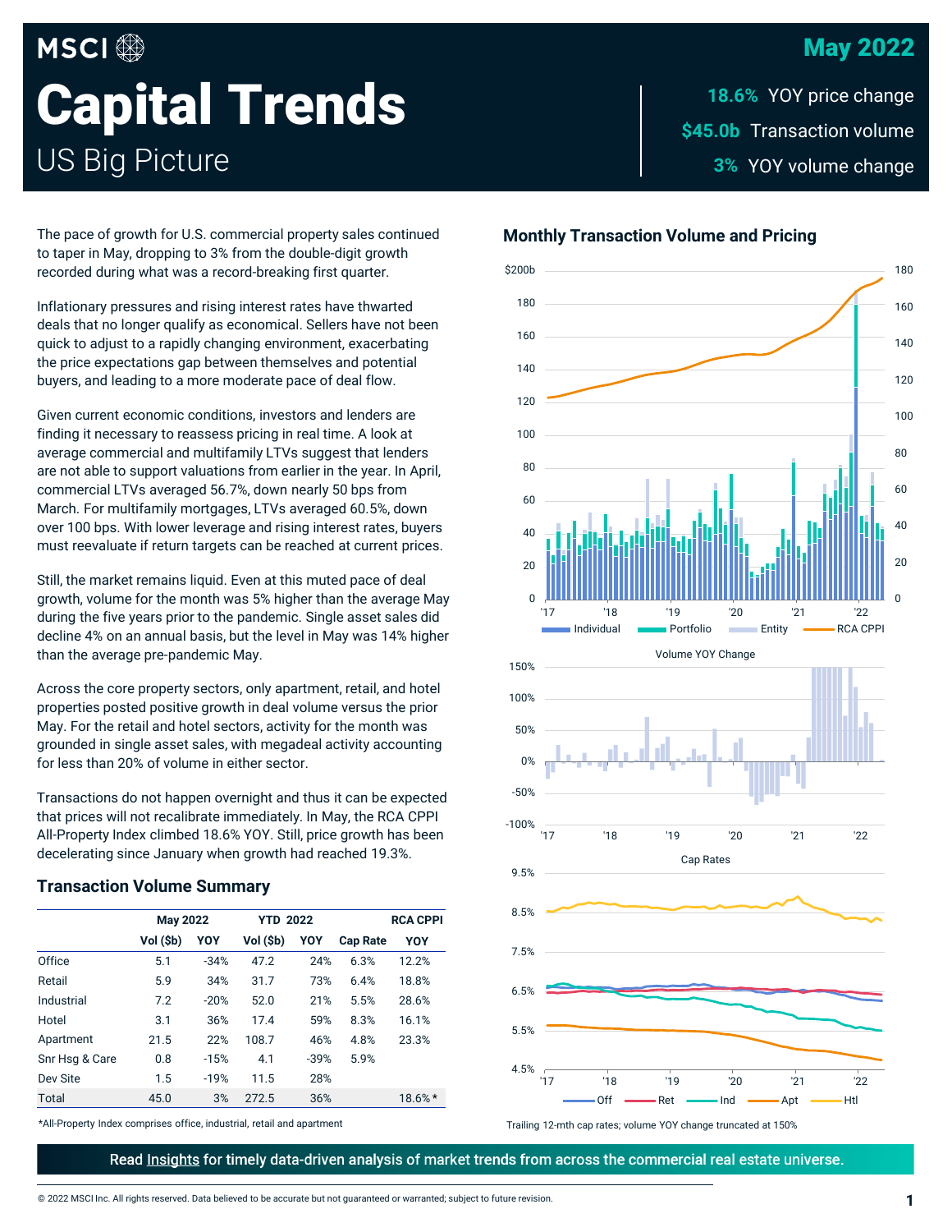# MSCI Capital Trends

## US Big Picture

**May 2022**

**18.6%** YOY price change

**$45.0b** Transaction volume

**3%** YOY volume change

The pace of growth for U.S. commercial property sales continued to taper in May, dropping to 3% from the double-digit growth recorded during what was a record-breaking first quarter.

Inflationary pressures and rising interest rates have thwarted deals that no longer qualify as economical. Sellers have not been quick to adjust to a rapidly changing environment, exacerbating the price expectations gap between themselves and potential buyers, and leading to a more moderate pace of deal flow.

Given current economic conditions, investors and lenders are finding it necessary to reassess pricing in real time. A look at average commercial and multifamily LTVs suggest that lenders are not able to support valuations from earlier in the year. In April, commercial LTVs averaged 56.7%, down nearly 50 bps from March. For multifamily mortgages, LTVs averaged 60.5%, down over 100 bps. With lower leverage and rising interest rates, buyers must reevaluate if return targets can be reached at current prices.

Still, the market remains liquid. Even at this muted pace of deal growth, volume for the month was 5% higher than the average May during the five years prior to the pandemic. Single asset sales did decline 4% on an annual basis, but the level in May was 14% higher than the average pre-pandemic May.

Across the core property sectors, only apartment, retail, and hotel properties posted positive growth in deal volume versus the prior May. For the retail and hotel sectors, activity for the month was grounded in single asset sales, with megadeal activity accounting for less than 20% of volume in either sector.

Transactions do not happen overnight and thus it can be expected that prices will not recalibrate immediately. In May, the RCA CPPI All-Property Index climbed 18.6% YOY. Still, price growth has been decelerating since January when growth had reached 19.3%.

### Transaction Volume Summary

| | May 2022 | | YTD 2022 | | | RCA CPPI |
|---|---|---|---|---|---|---|
| | Vol ($b) | YOY | Vol ($b) | YOY | Cap Rate | YOY |
| Office | 5.1 | -34% | 47.2 | 24% | 6.3% | 12.2% |
| Retail | 5.9 | 34% | 31.7 | 73% | 6.4% | 18.8% |
| Industrial | 7.2 | -20% | 52.0 | 21% | 5.5% | 28.6% |
| Hotel | 3.1 | 36% | 17.4 | 59% | 8.3% | 16.1% |
| Apartment | 21.5 | 22% | 108.7 | 46% | 4.8% | 23.3% |
| Snr Hsg & Care | 0.8 | -15% | 4.1 | -39% | 5.9% | |
| Dev Site | 1.5 | -19% | 11.5 | 28% | | |
| Total | 45.0 | 3% | 272.5 | 36% | | 18.6% * |

*All-Property Index comprises office, industrial, retail and apartment

### Monthly Transaction Volume and Pricing

Volume YOY Change

Cap Rates

Trailing 12-mth cap rates; volume YOY change truncated at 150%

Read Insights for timely data-driven analysis of market trends from across the commercial real estate universe.

© 2022 MSCI Inc. All rights reserved. Data believed to be accurate but not guaranteed or warranted; subject to future revision.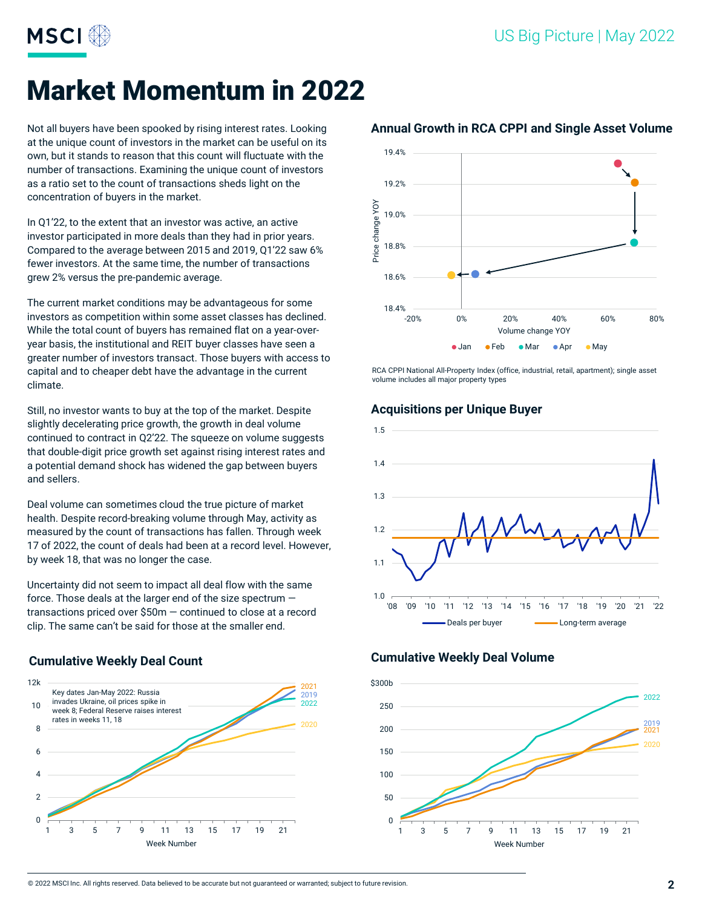# Market Momentum in 2022

Not all buyers have been spooked by rising interest rates. Looking at the unique count of investors in the market can be useful on its own, but it stands to reason that this count will fluctuate with the number of transactions. Examining the unique count of investors as a ratio set to the count of transactions sheds light on the concentration of buyers in the market.

In Q1'22, to the extent that an investor was active, an active investor participated in more deals than they had in prior years. Compared to the average between 2015 and 2019, Q1'22 saw 6% fewer investors. At the same time, the number of transactions grew 2% versus the pre-pandemic average.

The current market conditions may be advantageous for some investors as competition within some asset classes has declined. While the total count of buyers has remained flat on a year-over-year basis, the institutional and REIT buyer classes have seen a greater number of investors transact. Those buyers with access to capital and to cheaper debt have the advantage in the current climate.

Still, no investor wants to buy at the top of the market. Despite slightly decelerating price growth, the growth in deal volume continued to contract in Q2'22. The squeeze on volume suggests that double-digit price growth set against rising interest rates and a potential demand shock has widened the gap between buyers and sellers.

Deal volume can sometimes cloud the true picture of market health. Despite record-breaking volume through May, activity as measured by the count of transactions has fallen. Through week 17 of 2022, the count of deals had been at a record level. However, by week 18, that was no longer the case.

Uncertainty did not seem to impact all deal flow with the same force. Those deals at the larger end of the size spectrum — transactions priced over $50m — continued to close at a record clip. The same can't be said for those at the smaller end.

## Annual Growth in RCA CPPI and Single Asset Volume

RCA CPPI National All-Property Index (office, industrial, retail, apartment); single asset volume includes all major property types

## Acquisitions per Unique Buyer

## Cumulative Weekly Deal Count

Key dates Jan-May 2022: Russia invades Ukraine, oil prices spike in week 8; Federal Reserve raises interest rates in weeks 11, 18

## Cumulative Weekly Deal Volume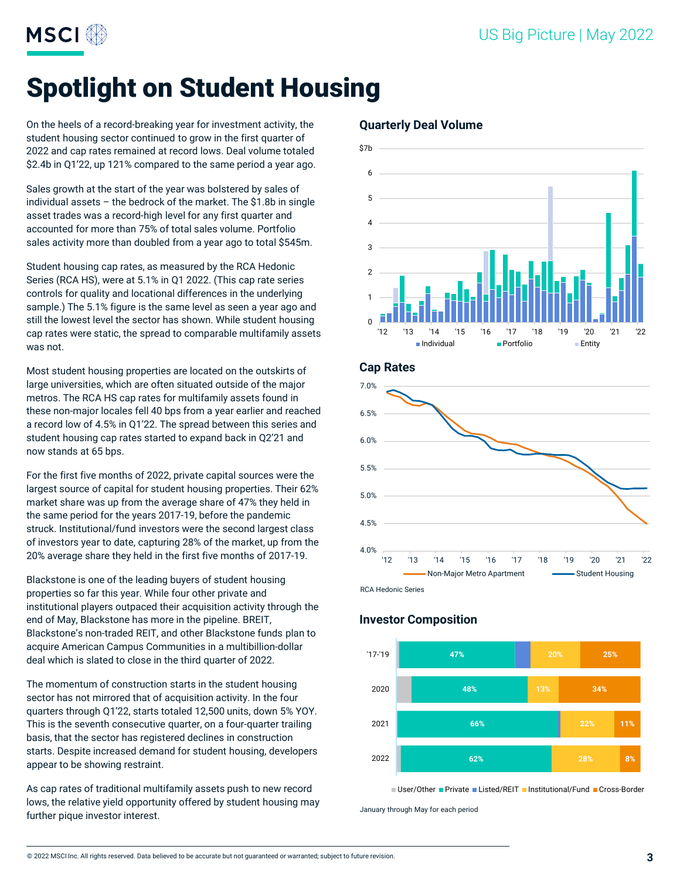# Spotlight on Student Housing

On the heels of a record-breaking year for investment activity, the student housing sector continued to grow in the first quarter of 2022 and cap rates remained at record lows. Deal volume totaled $2.4b in Q1'22, up 121% compared to the same period a year ago.

Sales growth at the start of the year was bolstered by sales of individual assets – the bedrock of the market. The $1.8b in single asset trades was a record-high level for any first quarter and accounted for more than 75% of total sales volume. Portfolio sales activity more than doubled from a year ago to total $545m.

Student housing cap rates, as measured by the RCA Hedonic Series (RCA HS), were at 5.1% in Q1 2022. (This cap rate series controls for quality and locational differences in the underlying sample.) The 5.1% figure is the same level as seen a year ago and still the lowest level the sector has shown. While student housing cap rates were static, the spread to comparable multifamily assets was not.

Most student housing properties are located on the outskirts of large universities, which are often situated outside of the major metros. The RCA HS cap rates for multifamily assets found in these non-major locales fell 40 bps from a year earlier and reached a record low of 4.5% in Q1'22. The spread between this series and student housing cap rates started to expand back in Q2'21 and now stands at 65 bps.

For the first five months of 2022, private capital sources were the largest source of capital for student housing properties. Their 62% market share was up from the average share of 47% they held in the same period for the years 2017-19, before the pandemic struck. Institutional/fund investors were the second largest class of investors year to date, capturing 28% of the market, up from the 20% average share they held in the first five months of 2017-19.

Blackstone is one of the leading buyers of student housing properties so far this year. While four other private and institutional players outpaced their acquisition activity through the end of May, Blackstone has more in the pipeline. BREIT, Blackstone's non-traded REIT, and other Blackstone funds plan to acquire American Campus Communities in a multibillion-dollar deal which is slated to close in the third quarter of 2022.

The momentum of construction starts in the student housing sector has not mirrored that of acquisition activity. In the four quarters through Q1'22, starts totaled 12,500 units, down 5% YOY. This is the seventh consecutive quarter, on a four-quarter trailing basis, that the sector has registered declines in construction starts. Despite increased demand for student housing, developers appear to be showing restraint.

As cap rates of traditional multifamily assets push to new record lows, the relative yield opportunity offered by student housing may further pique investor interest.

## Quarterly Deal Volume

Stacked bar chart, $0–$7b, '12–'22. Legend: Individual, Portfolio, Entity.

## Cap Rates

Line chart, 4.0%–7.0%, '12–'22. Legend: Non-Major Metro Apartment, Student Housing.

RCA Hedonic Series

## Investor Composition

| Period | User/Other | Private | Listed/REIT | Institutional/Fund | Cross-Border |
|---|---|---|---|---|---|
| '17-'19 | | 47% | | 20% | 25% |
| 2020 | | 48% | | 13% | 34% |
| 2021 | | 66% | | 22% | 11% |
| 2022 | | 62% | | 28% | 8% |

January through May for each period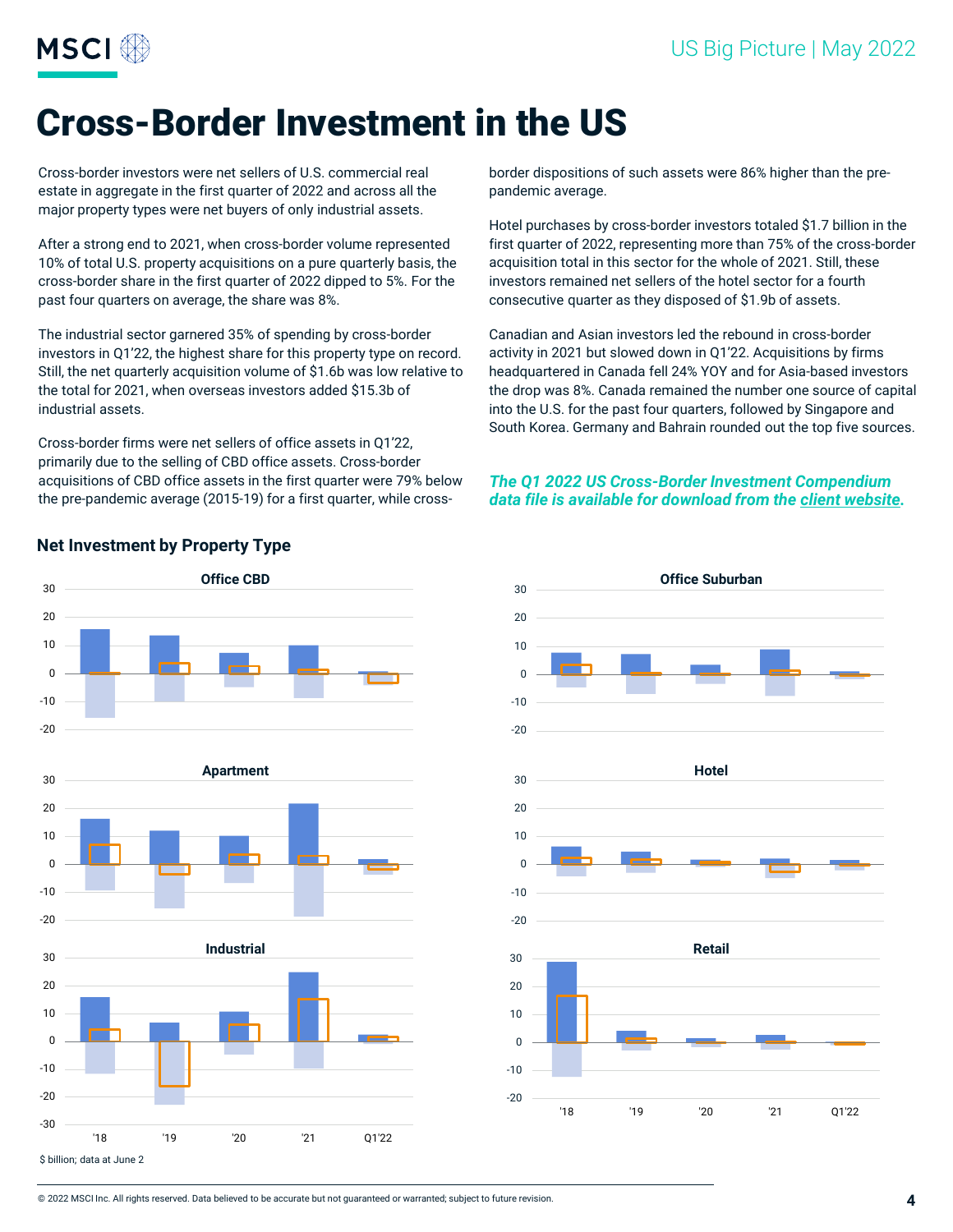# Cross-Border Investment in the US

Cross-border investors were net sellers of U.S. commercial real estate in aggregate in the first quarter of 2022 and across all the major property types were net buyers of only industrial assets.

After a strong end to 2021, when cross-border volume represented 10% of total U.S. property acquisitions on a pure quarterly basis, the cross-border share in the first quarter of 2022 dipped to 5%. For the past four quarters on average, the share was 8%.

The industrial sector garnered 35% of spending by cross-border investors in Q1'22, the highest share for this property type on record. Still, the net quarterly acquisition volume of $1.6b was low relative to the total for 2021, when overseas investors added $15.3b of industrial assets.

Cross-border firms were net sellers of office assets in Q1'22, primarily due to the selling of CBD office assets. Cross-border acquisitions of CBD office assets in the first quarter were 79% below the pre-pandemic average (2015-19) for a first quarter, while cross-border dispositions of such assets were 86% higher than the pre-pandemic average.

Hotel purchases by cross-border investors totaled $1.7 billion in the first quarter of 2022, representing more than 75% of the cross-border acquisition total in this sector for the whole of 2021. Still, these investors remained net sellers of the hotel sector for a fourth consecutive quarter as they disposed of $1.9b of assets.

Canadian and Asian investors led the rebound in cross-border activity in 2021 but slowed down in Q1'22. Acquisitions by firms headquartered in Canada fell 24% YOY and for Asia-based investors the drop was 8%. Canada remained the number one source of capital into the U.S. for the past four quarters, followed by Singapore and South Korea. Germany and Bahrain rounded out the top five sources.

***The Q1 2022 US Cross-Border Investment Compendium data file is available for download from the client website.***

### Net Investment by Property Type

Office CBD | Office Suburban | Apartment | Hotel | Industrial | Retail

'18 | '19 | '20 | '21 | Q1'22

$ billion; data at June 2

© 2022 MSCI Inc. All rights reserved. Data believed to be accurate but not guaranteed or warranted; subject to future revision.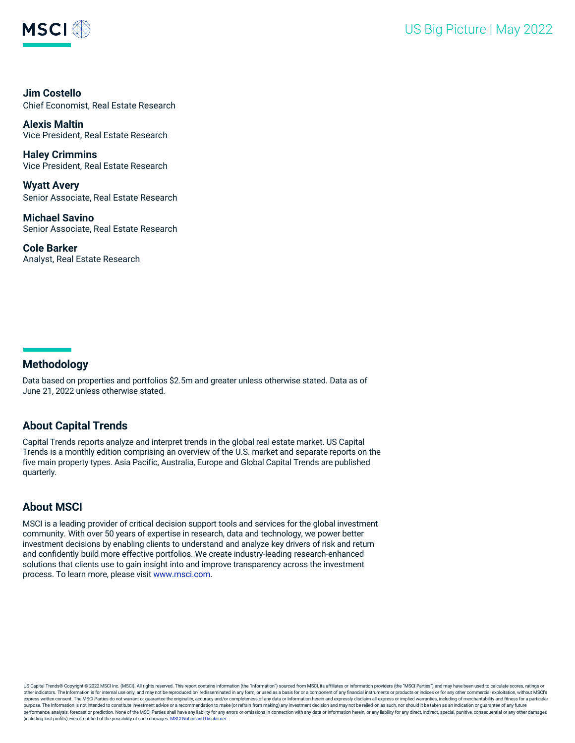**Jim Costello**
Chief Economist, Real Estate Research

**Alexis Maltin**
Vice President, Real Estate Research

**Haley Crimmins**
Vice President, Real Estate Research

**Wyatt Avery**
Senior Associate, Real Estate Research

**Michael Savino**
Senior Associate, Real Estate Research

**Cole Barker**
Analyst, Real Estate Research

## Methodology

Data based on properties and portfolios $2.5m and greater unless otherwise stated. Data as of June 21, 2022 unless otherwise stated.

## About Capital Trends

Capital Trends reports analyze and interpret trends in the global real estate market. US Capital Trends is a monthly edition comprising an overview of the U.S. market and separate reports on the five main property types. Asia Pacific, Australia, Europe and Global Capital Trends are published quarterly.

## About MSCI

MSCI is a leading provider of critical decision support tools and services for the global investment community. With over 50 years of expertise in research, data and technology, we power better investment decisions by enabling clients to understand and analyze key drivers of risk and return and confidently build more effective portfolios. We create industry-leading research-enhanced solutions that clients use to gain insight into and improve transparency across the investment process. To learn more, please visit www.msci.com.

US Capital Trends® Copyright © 2022 MSCI Inc. (MSCI). All rights reserved. This report contains information (the "Information") sourced from MSCI, its affiliates or information providers (the "MSCI Parties") and may have been used to calculate scores, ratings or other indicators. The Information is for internal use only, and may not be reproduced or/ redisseminated in any form, or used as a basis for or a component of any financial instruments or products or indices or for any other commercial exploitation, without MSCI's express written consent. The MSCI Parties do not warrant or guarantee the originality, accuracy and/or completeness of any data or Information herein and expressly disclaim all express or implied warranties, including of merchantability and fitness for a particular purpose. The Information is not intended to constitute investment advice or a recommendation to make (or refrain from making) any investment decision and may not be relied on as such, nor should it be taken as an indication or guarantee of any future performance, analysis, forecast or prediction. None of the MSCI Parties shall have any liability for any errors or omissions in connection with any data or Information herein, or any liability for any direct, indirect, special, punitive, consequential or any other damages (including lost profits) even if notified of the possibility of such damages. MSCI Notice and Disclaimer.